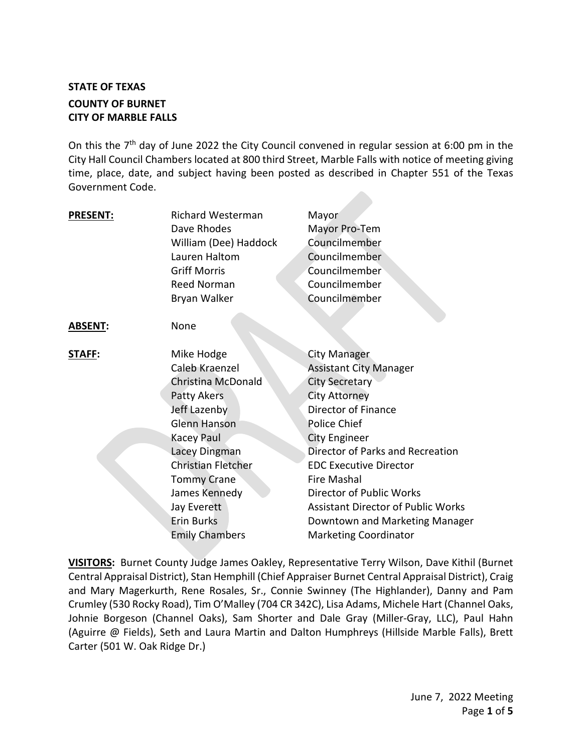**STATE OF TEXAS**

**COUNTY OF BURNET**
**CITY OF MARBLE FALLS**

On this the 7th day of June 2022 the City Council convened in regular session at 6:00 pm in the City Hall Council Chambers located at 800 third Street, Marble Falls with notice of meeting giving time, place, date, and subject having been posted as described in Chapter 551 of the Texas Government Code.

| | | |
|---|---|---|
| **PRESENT:** | Richard Westerman | Mayor |
| | Dave Rhodes | Mayor Pro-Tem |
| | William (Dee) Haddock | Councilmember |
| | Lauren Haltom | Councilmember |
| | Griff Morris | Councilmember |
| | Reed Norman | Councilmember |
| | Bryan Walker | Councilmember |
| **ABSENT:** | None | |
| **STAFF:** | Mike Hodge | City Manager |
| | Caleb Kraenzel | Assistant City Manager |
| | Christina McDonald | City Secretary |
| | Patty Akers | City Attorney |
| | Jeff Lazenby | Director of Finance |
| | Glenn Hanson | Police Chief |
| | Kacey Paul | City Engineer |
| | Lacey Dingman | Director of Parks and Recreation |
| | Christian Fletcher | EDC Executive Director |
| | Tommy Crane | Fire Mashal |
| | James Kennedy | Director of Public Works |
| | Jay Everett | Assistant Director of Public Works |
| | Erin Burks | Downtown and Marketing Manager |
| | Emily Chambers | Marketing Coordinator |

**VISITORS:** Burnet County Judge James Oakley, Representative Terry Wilson, Dave Kithil (Burnet Central Appraisal District), Stan Hemphill (Chief Appraiser Burnet Central Appraisal District), Craig and Mary Magerkurth, Rene Rosales, Sr., Connie Swinney (The Highlander), Danny and Pam Crumley (530 Rocky Road), Tim O'Malley (704 CR 342C), Lisa Adams, Michele Hart (Channel Oaks, Johnie Borgeson (Channel Oaks), Sam Shorter and Dale Gray (Miller-Gray, LLC), Paul Hahn (Aguirre @ Fields), Seth and Laura Martin and Dalton Humphreys (Hillside Marble Falls), Brett Carter (501 W. Oak Ridge Dr.)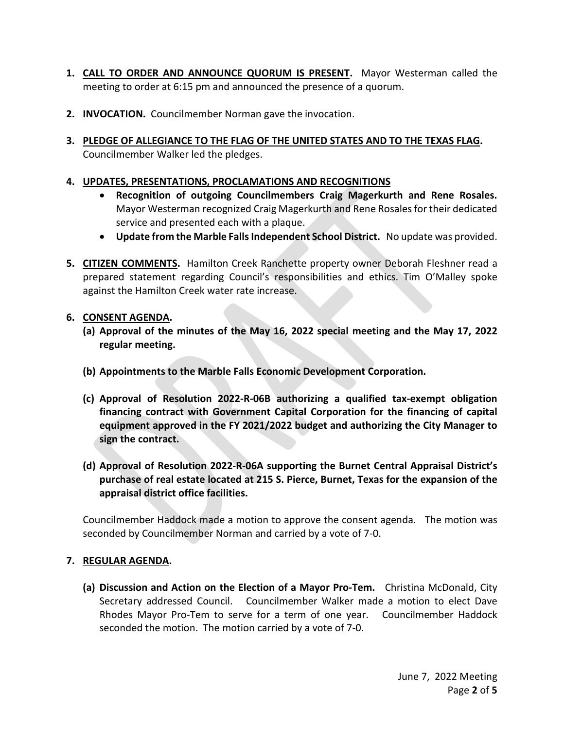1. **CALL TO ORDER AND ANNOUNCE QUORUM IS PRESENT.** Mayor Westerman called the meeting to order at 6:15 pm and announced the presence of a quorum.

2. **INVOCATION.** Councilmember Norman gave the invocation.

3. **PLEDGE OF ALLEGIANCE TO THE FLAG OF THE UNITED STATES AND TO THE TEXAS FLAG.** Councilmember Walker led the pledges.

4. **UPDATES, PRESENTATIONS, PROCLAMATIONS AND RECOGNITIONS**
   - **Recognition of outgoing Councilmembers Craig Magerkurth and Rene Rosales.** Mayor Westerman recognized Craig Magerkurth and Rene Rosales for their dedicated service and presented each with a plaque.
   - **Update from the Marble Falls Independent School District.** No update was provided.

5. **CITIZEN COMMENTS.** Hamilton Creek Ranchette property owner Deborah Fleshner read a prepared statement regarding Council's responsibilities and ethics. Tim O'Malley spoke against the Hamilton Creek water rate increase.

6. **CONSENT AGENDA.**

   **(a) Approval of the minutes of the May 16, 2022 special meeting and the May 17, 2022 regular meeting.**

   **(b) Appointments to the Marble Falls Economic Development Corporation.**

   **(c) Approval of Resolution 2022-R-06B authorizing a qualified tax-exempt obligation financing contract with Government Capital Corporation for the financing of capital equipment approved in the FY 2021/2022 budget and authorizing the City Manager to sign the contract.**

   **(d) Approval of Resolution 2022-R-06A supporting the Burnet Central Appraisal District's purchase of real estate located at 215 S. Pierce, Burnet, Texas for the expansion of the appraisal district office facilities.**

   Councilmember Haddock made a motion to approve the consent agenda. The motion was seconded by Councilmember Norman and carried by a vote of 7-0.

7. **REGULAR AGENDA.**

   **(a) Discussion and Action on the Election of a Mayor Pro-Tem.** Christina McDonald, City Secretary addressed Council. Councilmember Walker made a motion to elect Dave Rhodes Mayor Pro-Tem to serve for a term of one year. Councilmember Haddock seconded the motion. The motion carried by a vote of 7-0.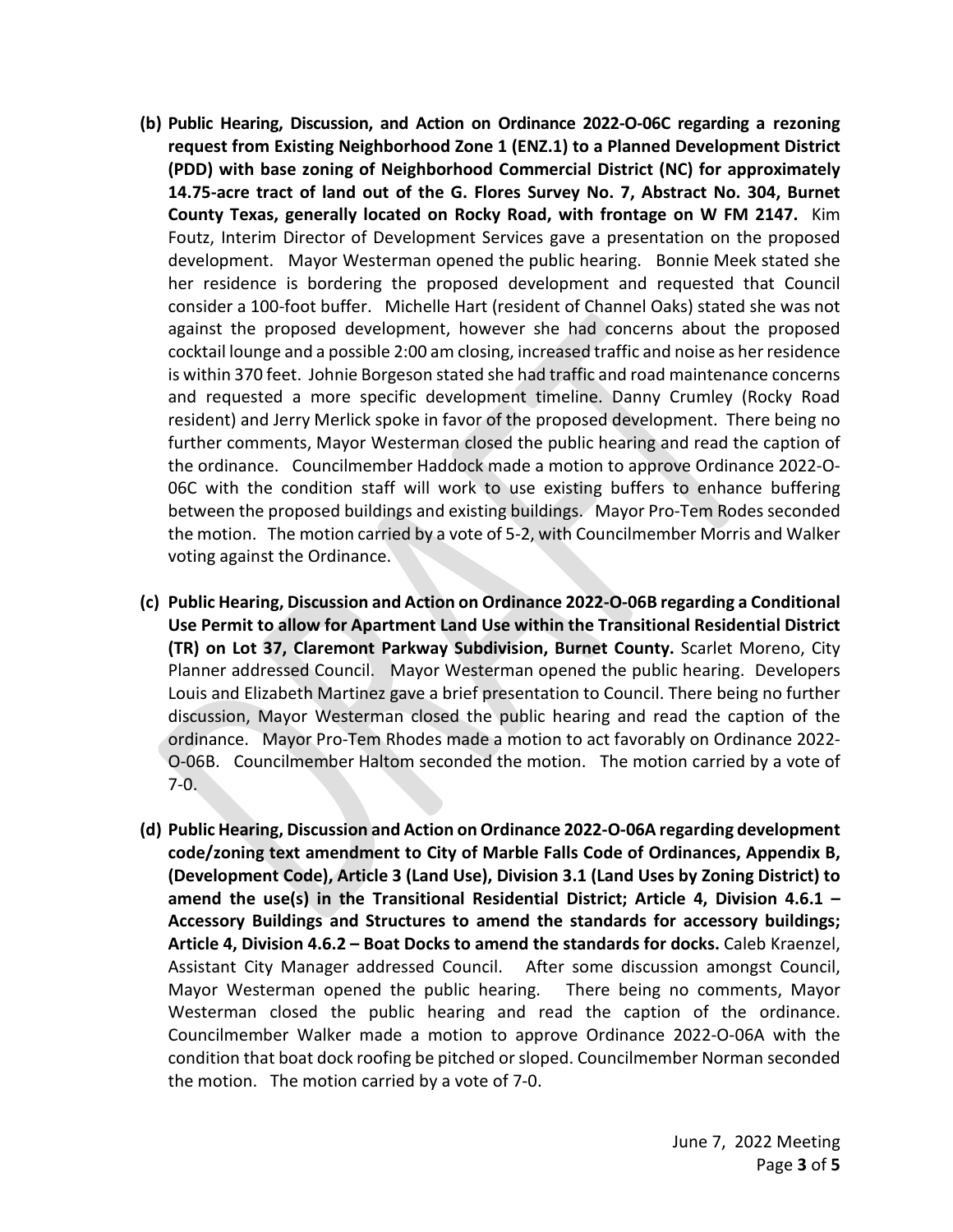**(b) Public Hearing, Discussion, and Action on Ordinance 2022-O-06C regarding a rezoning request from Existing Neighborhood Zone 1 (ENZ.1) to a Planned Development District (PDD) with base zoning of Neighborhood Commercial District (NC) for approximately 14.75-acre tract of land out of the G. Flores Survey No. 7, Abstract No. 304, Burnet County Texas, generally located on Rocky Road, with frontage on W FM 2147.** Kim Foutz, Interim Director of Development Services gave a presentation on the proposed development. Mayor Westerman opened the public hearing. Bonnie Meek stated she her residence is bordering the proposed development and requested that Council consider a 100-foot buffer. Michelle Hart (resident of Channel Oaks) stated she was not against the proposed development, however she had concerns about the proposed cocktail lounge and a possible 2:00 am closing, increased traffic and noise as her residence is within 370 feet. Johnie Borgeson stated she had traffic and road maintenance concerns and requested a more specific development timeline. Danny Crumley (Rocky Road resident) and Jerry Merlick spoke in favor of the proposed development. There being no further comments, Mayor Westerman closed the public hearing and read the caption of the ordinance. Councilmember Haddock made a motion to approve Ordinance 2022-O-06C with the condition staff will work to use existing buffers to enhance buffering between the proposed buildings and existing buildings. Mayor Pro-Tem Rodes seconded the motion. The motion carried by a vote of 5-2, with Councilmember Morris and Walker voting against the Ordinance.

**(c) Public Hearing, Discussion and Action on Ordinance 2022-O-06B regarding a Conditional Use Permit to allow for Apartment Land Use within the Transitional Residential District (TR) on Lot 37, Claremont Parkway Subdivision, Burnet County.** Scarlet Moreno, City Planner addressed Council. Mayor Westerman opened the public hearing. Developers Louis and Elizabeth Martinez gave a brief presentation to Council. There being no further discussion, Mayor Westerman closed the public hearing and read the caption of the ordinance. Mayor Pro-Tem Rhodes made a motion to act favorably on Ordinance 2022-O-06B. Councilmember Haltom seconded the motion. The motion carried by a vote of 7-0.

**(d) Public Hearing, Discussion and Action on Ordinance 2022-O-06A regarding development code/zoning text amendment to City of Marble Falls Code of Ordinances, Appendix B, (Development Code), Article 3 (Land Use), Division 3.1 (Land Uses by Zoning District) to amend the use(s) in the Transitional Residential District; Article 4, Division 4.6.1 – Accessory Buildings and Structures to amend the standards for accessory buildings; Article 4, Division 4.6.2 – Boat Docks to amend the standards for docks.** Caleb Kraenzel, Assistant City Manager addressed Council. After some discussion amongst Council, Mayor Westerman opened the public hearing. There being no comments, Mayor Westerman closed the public hearing and read the caption of the ordinance. Councilmember Walker made a motion to approve Ordinance 2022-O-06A with the condition that boat dock roofing be pitched or sloped. Councilmember Norman seconded the motion. The motion carried by a vote of 7-0.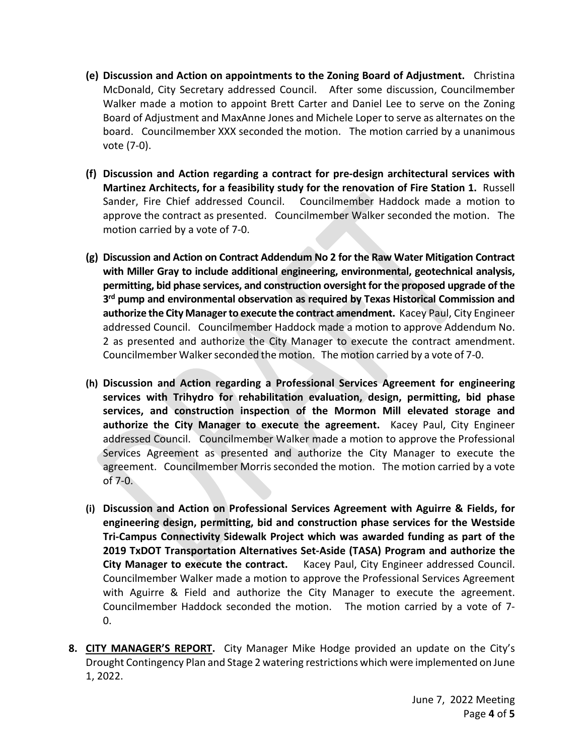(e) **Discussion and Action on appointments to the Zoning Board of Adjustment.** Christina McDonald, City Secretary addressed Council. After some discussion, Councilmember Walker made a motion to appoint Brett Carter and Daniel Lee to serve on the Zoning Board of Adjustment and MaxAnne Jones and Michele Loper to serve as alternates on the board. Councilmember XXX seconded the motion. The motion carried by a unanimous vote (7-0).

(f) **Discussion and Action regarding a contract for pre-design architectural services with Martinez Architects, for a feasibility study for the renovation of Fire Station 1.** Russell Sander, Fire Chief addressed Council. Councilmember Haddock made a motion to approve the contract as presented. Councilmember Walker seconded the motion. The motion carried by a vote of 7-0.

(g) **Discussion and Action on Contract Addendum No 2 for the Raw Water Mitigation Contract with Miller Gray to include additional engineering, environmental, geotechnical analysis, permitting, bid phase services, and construction oversight for the proposed upgrade of the 3rd pump and environmental observation as required by Texas Historical Commission and authorize the City Manager to execute the contract amendment.** Kacey Paul, City Engineer addressed Council. Councilmember Haddock made a motion to approve Addendum No. 2 as presented and authorize the City Manager to execute the contract amendment. Councilmember Walker seconded the motion. The motion carried by a vote of 7-0.

(h) **Discussion and Action regarding a Professional Services Agreement for engineering services with Trihydro for rehabilitation evaluation, design, permitting, bid phase services, and construction inspection of the Mormon Mill elevated storage and authorize the City Manager to execute the agreement.** Kacey Paul, City Engineer addressed Council. Councilmember Walker made a motion to approve the Professional Services Agreement as presented and authorize the City Manager to execute the agreement. Councilmember Morris seconded the motion. The motion carried by a vote of 7-0.

(i) **Discussion and Action on Professional Services Agreement with Aguirre & Fields, for engineering design, permitting, bid and construction phase services for the Westside Tri-Campus Connectivity Sidewalk Project which was awarded funding as part of the 2019 TxDOT Transportation Alternatives Set-Aside (TASA) Program and authorize the City Manager to execute the contract.** Kacey Paul, City Engineer addressed Council. Councilmember Walker made a motion to approve the Professional Services Agreement with Aguirre & Field and authorize the City Manager to execute the agreement. Councilmember Haddock seconded the motion. The motion carried by a vote of 7-0.

8. **CITY MANAGER'S REPORT.** City Manager Mike Hodge provided an update on the City's Drought Contingency Plan and Stage 2 watering restrictions which were implemented on June 1, 2022.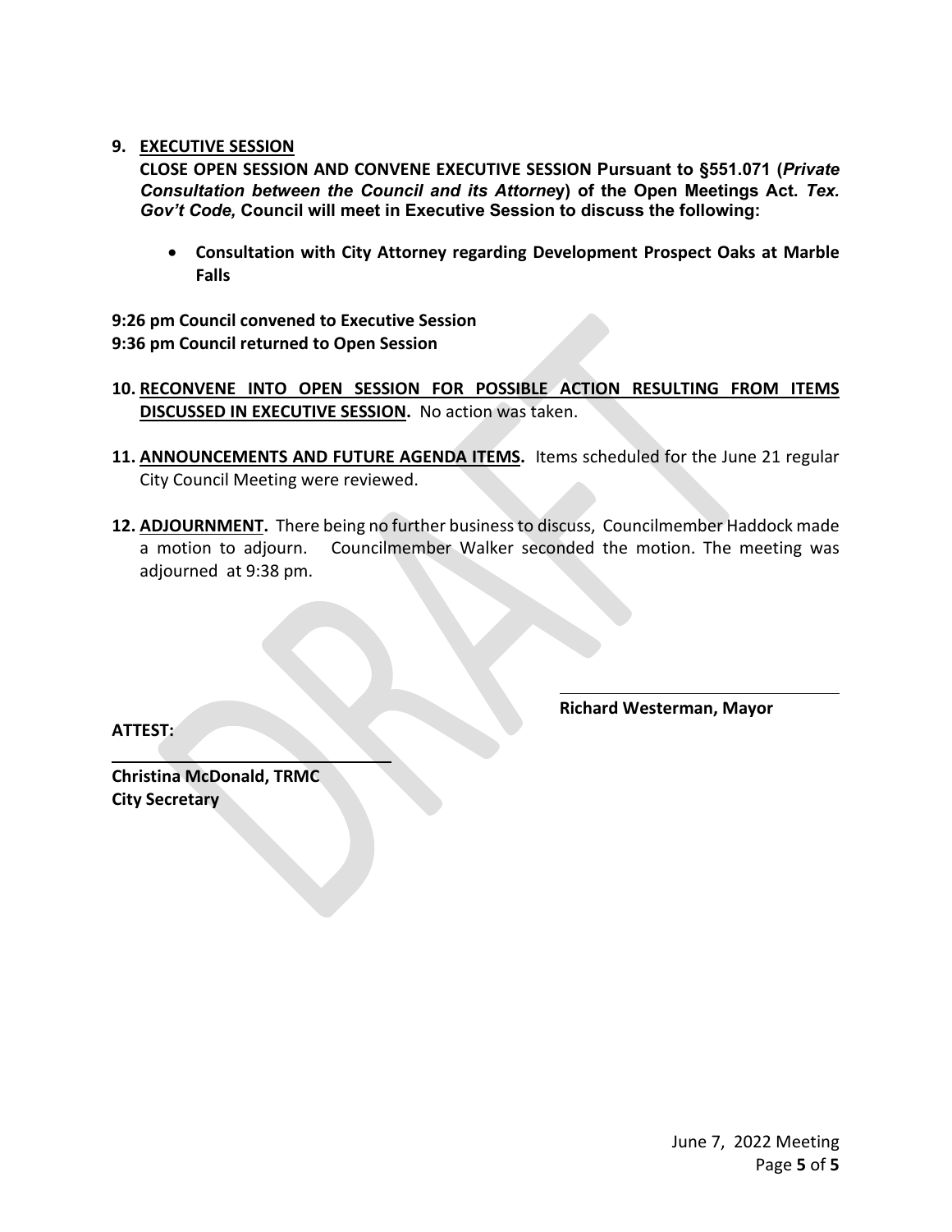**9. <u>EXECUTIVE SESSION</u>**

**CLOSE OPEN SESSION AND CONVENE EXECUTIVE SESSION Pursuant to §551.071 (*Private Consultation between the Council and its Attorney*) of the Open Meetings Act. *Tex. Gov't Code,* Council will meet in Executive Session to discuss the following:**

- **Consultation with City Attorney regarding Development Prospect Oaks at Marble Falls**

**9:26 pm Council convened to Executive Session**
**9:36 pm Council returned to Open Session**

**10. <u>RECONVENE INTO OPEN SESSION FOR POSSIBLE ACTION RESULTING FROM ITEMS DISCUSSED IN EXECUTIVE SESSION</u>.** No action was taken.

**11. <u>ANNOUNCEMENTS AND FUTURE AGENDA ITEMS</u>.** Items scheduled for the June 21 regular City Council Meeting were reviewed.

**12. <u>ADJOURNMENT</u>.** There being no further business to discuss, Councilmember Haddock made a motion to adjourn. Councilmember Walker seconded the motion. The meeting was adjourned at 9:38 pm.

\_\_\_\_\_\_\_\_\_\_\_\_\_\_\_\_\_\_\_\_\_\_\_\_\_\_\_\_\_\_
**Richard Westerman, Mayor**

**ATTEST:**

\_\_\_\_\_\_\_\_\_\_\_\_\_\_\_\_\_\_\_\_\_\_\_\_\_\_\_\_\_\_
**Christina McDonald, TRMC**
**City Secretary**

DRAFT